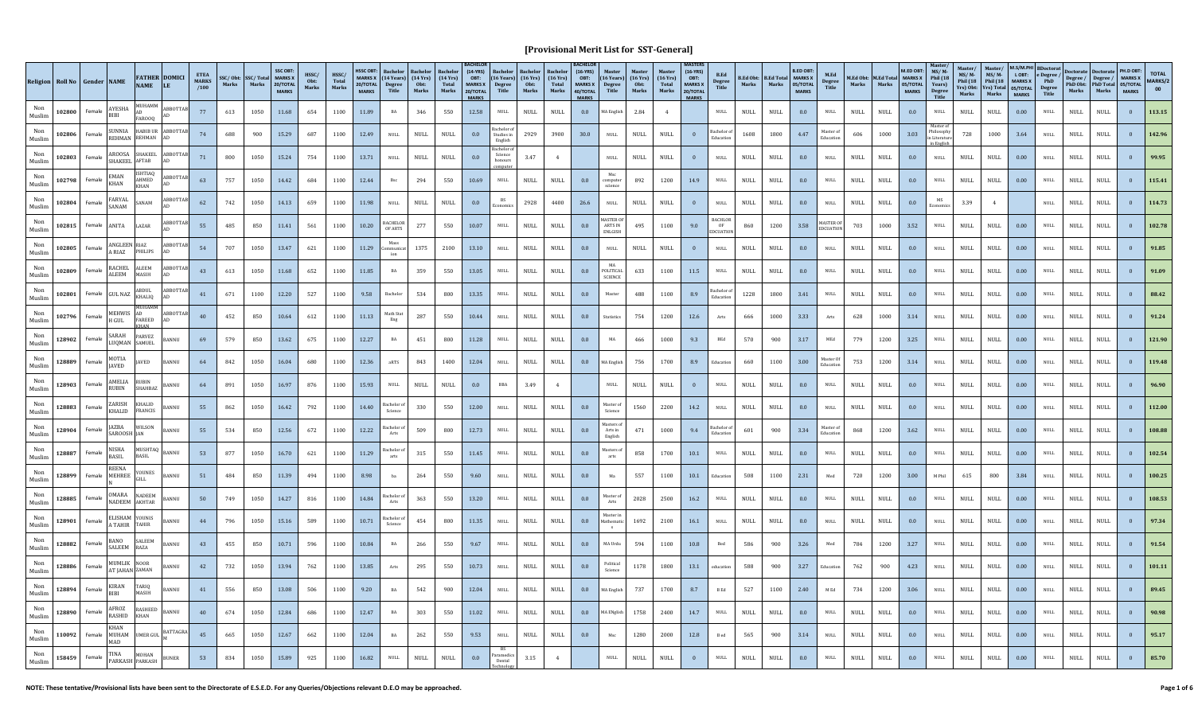# [Provisional Merit List for SST-General]

| Religion | Roll No | Gender | NAME | FATHER NAME | DOMICILE | ETEA MARKS /100 | SSC/ Obt: Marks | SSC/ Total Marks | SSC OBT: MARKS X 20/TOTAL MARKS | HSSC/ Obt: Marks | HSSC/ Total Marks | HSSC OBT: MARKS X 20/TOTAL MARKS | Bachelor (14 Years) Degree Title | Bachelor (14 Yrs) Obt: Marks | Bachelor (14 Yrs) Total Marks | BACHELOR (14-YRS) OBT: MARKS X 20/TOTAL MARKS | Bachelor (16 Years) Degree Title | Bachelor (16 Yrs) Obt: Marks | Bachelor (16 Yrs) Total Marks | BACHELOR (16-YRS) OBT: MARKS X 40/TOTAL MARKS | Master (16 Years) Degree Title | Master (16 Yrs) Obt: Marks | Master (16 Yrs) Total Marks | MASTERS (16-YRS) OBT: MARKS X 20/TOTAL MARKS | B.Ed Degree Title | B.Ed Obt: Marks | B.Ed Total Marks | B.ED OBT: MARKS X 05/TOTAL MARKS | M.Ed Degree Title | M.Ed Obt: Marks | M.Ed Total Marks | M.ED OBT: MARKS X 05/TOTAL MARKS | Master/ MS/ M-Phil (18 Years) Degree Title | Master/ MS/ M-Phil (18 Yrs) Obt: Marks | Master/ MS/ M-Phil (18 Yrs) Total Marks | M.S/M.PHIL OBT: MARKS X 05/TOTAL MARKS | Doctorate Degree / PhD Degree Title | Doctorate Degree / PhD Obt: Marks | Doctorate Degree / PhD Total Marks | PH.D OBT: MARKS X 05/TOTAL MARKS | TOTAL MARKS/200 |
|---|---|---|---|---|---|---|---|---|---|---|---|---|---|---|---|---|---|---|---|---|---|---|---|---|---|---|---|---|---|---|---|---|---|---|---|---|---|---|---|---|---|
| Non Muslim | 102800 | Female | AYESHA BIBI | MUHAMMAD FAROOQ | ABBOTTABAD | 77 | 613 | 1050 | 11.68 | 654 | 1100 | 11.89 | BA | 346 | 550 | 12.58 | NULL | NULL | NULL | 0.0 | MA English | 2.84 | 4 | | NULL | NULL | NULL | 0.0 | NULL | NULL | NULL | 0.0 | NULL | NULL | NULL | 0.00 | NULL | NULL | NULL | 0 | 113.15 |
| Non Muslim | 102806 | Female | SUNNIA REHMAN | HABIB UR REHMAN | ABBOTTABAD | 74 | 688 | 900 | 15.29 | 687 | 1100 | 12.49 | NULL | NULL | NULL | 0.0 | Bachelor of Studies in English | 2929 | 3900 | 30.0 | NULL | NULL | NULL | 0 | Bachelor of Education | 1608 | 1800 | 4.47 | Master of Education | 606 | 1000 | 3.03 | Master of Philosophy in Literature in English | 728 | 1000 | 3.64 | NULL | NULL | NULL | 0 | 142.96 |
| Non Muslim | 102803 | Female | ARDOSA SHAKEEL | SHAKEEL AFTAB | ABBOTTABAD | 71 | 800 | 1050 | 15.24 | 754 | 1100 | 13.71 | NULL | NULL | NULL | 0.0 | Bachelor of Science honours computer | 3.47 | 4 | | NULL | NULL | NULL | 0 | NULL | NULL | NULL | 0.0 | NULL | NULL | NULL | 0.0 | NULL | NULL | NULL | 0.00 | NULL | NULL | NULL | 0 | 99.95 |
| Non Muslim | 102798 | Female | EMAN KHAN | ISHTIAQ AHMED KHAN | ABBOTTABAD | 63 | 757 | 1050 | 14.42 | 684 | 1100 | 12.44 | Bsc | 294 | 550 | 10.69 | NULL | NULL | NULL | 0.0 | Msc computer science | 892 | 1200 | 14.9 | NULL | NULL | NULL | 0.0 | NULL | NULL | NULL | 0.0 | NULL | NULL | NULL | 0.00 | NULL | NULL | NULL | 0 | 115.41 |
| Non Muslim | 102804 | Female | FARYAL SANAM | SANAM | ABBOTTABAD | 62 | 742 | 1050 | 14.13 | 659 | 1100 | 11.98 | NULL | NULL | NULL | 0.0 | BS Economics | 2928 | 4400 | 26.6 | NULL | NULL | NULL | 0 | NULL | NULL | NULL | 0.0 | NULL | NULL | NULL | 0.0 | MS Economics | 3.39 | 4 | | NULL | NULL | NULL | 0 | 114.73 |
| Non Muslim | 102815 | Female | ANITA | LAZAR | ABBOTTABAD | 55 | 485 | 850 | 11.41 | 561 | 1100 | 10.20 | BACHELOR OF ARTS | 277 | 550 | 10.07 | NULL | NULL | NULL | 0.0 | MASTER OF ARTS IN ENLGISH | 495 | 1100 | 9.0 | BACHLOR OF EDCUATION | 860 | 1200 | 3.58 | MASTER OF EDCUATION | 703 | 1000 | 3.52 | NULL | NULL | NULL | 0.00 | NULL | NULL | NULL | 0 | 102.78 |
| Non Muslim | 102805 | Female | ANGLEENA RIAZ | RIAZ PHILIPS | ABBOTTABAD | 54 | 707 | 1050 | 13.47 | 621 | 1100 | 11.29 | Mass Communication | 1375 | 2100 | 13.10 | NULL | NULL | NULL | 0.0 | NULL | NULL | NULL | 0 | NULL | NULL | NULL | 0.0 | NULL | NULL | NULL | 0.0 | NULL | NULL | NULL | 0.00 | NULL | NULL | NULL | 0 | 91.85 |
| Non Muslim | 102809 | Female | RACHEL ALEEM | ALEEM MASIH | ABBOTTABAD | 43 | 613 | 1050 | 11.68 | 652 | 1100 | 11.85 | BA | 359 | 550 | 13.05 | NULL | NULL | NULL | 0.0 | MA POLITICAL SCIENCE | 633 | 1100 | 11.5 | NULL | NULL | NULL | 0.0 | NULL | NULL | NULL | 0.0 | NULL | NULL | NULL | 0.00 | NULL | NULL | NULL | 0 | 91.09 |
| Non Muslim | 102801 | Female | GUL NAZ | ABDUL KHALIQ | ABBOTTABAD | 41 | 671 | 1100 | 12.20 | 527 | 1100 | 9.58 | Bachelor | 534 | 800 | 13.35 | NULL | NULL | NULL | 0.0 | Master | 488 | 1100 | 8.9 | Bachelor of Education | 1228 | 1800 | 3.41 | NULL | NULL | NULL | 0.0 | NULL | NULL | NULL | 0.00 | NULL | NULL | NULL | 0 | 88.42 |
| Non Muslim | 102796 | Female | MEHWISH GUL | MUHAMMAD FAREED KHAN | ABBOTTABAD | 40 | 452 | 850 | 10.64 | 612 | 1100 | 11.13 | Math Stat Eng | 287 | 550 | 10.44 | NULL | NULL | NULL | 0.0 | Statistics | 754 | 1200 | 12.6 | Arts | 666 | 1000 | 3.33 | Arts | 628 | 1000 | 3.14 | NULL | NULL | NULL | 0.00 | NULL | NULL | NULL | 0 | 91.24 |
| Non Muslim | 128902 | Female | SARAH LUQMAN | PARVEZ SAMUEL | BANNU | 69 | 579 | 850 | 13.62 | 675 | 1100 | 12.27 | BA | 451 | 800 | 11.28 | NULL | NULL | NULL | 0.0 | MA | 466 | 1000 | 9.3 | BEd | 570 | 900 | 3.17 | MEd | 779 | 1200 | 3.25 | NULL | NULL | NULL | 0.00 | NULL | NULL | NULL | 0 | 121.90 |
| Non Muslim | 128889 | Female | MOTIA JAVED | JAVED | BANNU | 64 | 842 | 1050 | 16.04 | 680 | 1100 | 12.36 | aRTS | 843 | 1400 | 12.04 | NULL | NULL | NULL | 0.0 | MA English | 756 | 1700 | 8.9 | Education | 660 | 1100 | 3.00 | Master Of Education | 753 | 1200 | 3.14 | NULL | NULL | NULL | 0.00 | NULL | NULL | NULL | 0 | 119.48 |
| Non Muslim | 128903 | Female | AMELIA RUBIN | RUBIN SHAHBAZ | BANNU | 64 | 891 | 1050 | 16.97 | 876 | 1100 | 15.93 | NULL | NULL | NULL | 0.0 | BBA | 3.49 | 4 | | NULL | NULL | NULL | 0 | NULL | NULL | NULL | 0.0 | NULL | NULL | NULL | 0.0 | NULL | NULL | NULL | 0.00 | NULL | NULL | NULL | 0 | 96.90 |
| Non Muslim | 128883 | Female | ZARISH KHALID | KHALID FRANCIS | BANNU | 55 | 862 | 1050 | 16.42 | 792 | 1100 | 14.40 | Bachelor of Science | 330 | 550 | 12.00 | NULL | NULL | NULL | 0.0 | Master of Science | 1560 | 2200 | 14.2 | NULL | NULL | NULL | 0.0 | NULL | NULL | NULL | 0.0 | NULL | NULL | NULL | 0.00 | NULL | NULL | NULL | 0 | 112.00 |
| Non Muslim | 128904 | Female | JAZBA SAROOSH | WILSON JAN | BANNU | 55 | 534 | 850 | 12.56 | 672 | 1100 | 12.22 | Bachelor of Arts | 509 | 800 | 12.73 | NULL | NULL | NULL | 0.0 | Masters of Arts in English | 471 | 1000 | 9.4 | Bachelor of Education | 601 | 900 | 3.34 | Master of Education | 868 | 1200 | 3.62 | NULL | NULL | NULL | 0.00 | NULL | NULL | NULL | 0 | 108.88 |
| Non Muslim | 128887 | Female | NISHA BASIL | MUSHTAQ BASIL | BANNU | 53 | 877 | 1050 | 16.70 | 621 | 1100 | 11.29 | Bachelor of arts | 315 | 550 | 11.45 | NULL | NULL | NULL | 0.0 | Masters of arts | 858 | 1700 | 10.1 | NULL | NULL | NULL | 0.0 | NULL | NULL | NULL | 0.0 | NULL | NULL | NULL | 0.00 | NULL | NULL | NULL | 0 | 102.54 |
| Non Muslim | 128899 | Female | BEENA MEHREEN | YOUNES GILL | BANNU | 51 | 484 | 850 | 11.39 | 494 | 1100 | 8.98 | ba | 264 | 550 | 9.60 | NULL | NULL | NULL | 0.0 | Ma | 557 | 1100 | 10.1 | Education | 508 | 1100 | 2.31 | Med | 720 | 1200 | 3.00 | M Phil | 615 | 800 | 3.84 | NULL | NULL | NULL | 0 | 100.25 |
| Non Muslim | 128885 | Female | OMARA NADEEM | NADEEM AKHTAR | BANNU | 50 | 749 | 1050 | 14.27 | 816 | 1100 | 14.84 | Bachelor of Arts | 363 | 550 | 13.20 | NULL | NULL | NULL | 0.0 | Master of Arts | 2028 | 2500 | 16.2 | NULL | NULL | NULL | 0.0 | NULL | NULL | NULL | 0.0 | NULL | NULL | NULL | 0.00 | NULL | NULL | NULL | 0 | 108.53 |
| Non Muslim | 128901 | Female | ELISHAMA TAHIR | YOUNIS TAHIR | BANNU | 44 | 796 | 1050 | 15.16 | 589 | 1100 | 10.71 | Bachelor of Science | 454 | 800 | 11.35 | NULL | NULL | NULL | 0.0 | Master in Mathematics | 1692 | 2100 | 16.1 | NULL | NULL | NULL | 0.0 | NULL | NULL | NULL | 0.0 | NULL | NULL | NULL | 0.00 | NULL | NULL | NULL | 0 | 97.34 |
| Non Muslim | 128882 | Female | BANO SALEEM | SALEEM RAZA | BANNU | 43 | 455 | 850 | 10.71 | 596 | 1100 | 10.84 | BA | 266 | 550 | 9.67 | NULL | NULL | NULL | 0.0 | MA Urdu | 594 | 1100 | 10.8 | Bed | 586 | 900 | 3.26 | Med | 784 | 1200 | 3.27 | NULL | NULL | NULL | 0.00 | NULL | NULL | NULL | 0 | 91.54 |
| Non Muslim | 128886 | Female | MUMLIK AT JAHAN | NOOR ZAMAN | BANNU | 42 | 732 | 1050 | 13.94 | 762 | 1100 | 13.85 | Arts | 295 | 550 | 10.73 | NULL | NULL | NULL | 0.0 | Political Science | 1178 | 1800 | 13.1 | education | 588 | 900 | 3.27 | Education | 762 | 900 | 4.23 | NULL | NULL | NULL | 0.00 | NULL | NULL | NULL | 0 | 101.11 |
| Non Muslim | 128894 | Female | KIRAN BIBI | TARIQ MASIH | BANNU | 41 | 556 | 850 | 13.08 | 506 | 1100 | 9.20 | BA | 542 | 900 | 12.04 | NULL | NULL | NULL | 0.0 | MA English | 737 | 1700 | 8.7 | B Ed | 527 | 1100 | 2.40 | M Ed | 734 | 1200 | 3.06 | NULL | NULL | NULL | 0.00 | NULL | NULL | NULL | 0 | 89.45 |
| Non Muslim | 128890 | Female | AFROZ RASHID | RASHEED KHAN | BANNU | 40 | 674 | 1050 | 12.84 | 686 | 1100 | 12.47 | BA | 303 | 550 | 11.02 | NULL | NULL | NULL | 0.0 | MA ENglish | 1758 | 2400 | 14.7 | NULL | NULL | NULL | 0.0 | NULL | NULL | NULL | 0.0 | NULL | NULL | NULL | 0.00 | NULL | NULL | NULL | 0 | 90.98 |
| Non Muslim | 110092 | Female | KHAN MUHAMMAD | UMER GUL | BATTAGRAM | 45 | 665 | 1050 | 12.67 | 662 | 1100 | 12.04 | BA | 262 | 550 | 9.53 | NULL | NULL | NULL | 0.0 | Msc | 1280 | 2000 | 12.8 | B ed | 565 | 900 | 3.14 | NULL | NULL | NULL | 0.0 | NULL | NULL | NULL | 0.00 | NULL | NULL | NULL | 0 | 95.17 |
| Non Muslim | 158459 | Female | TINA PARKASH | MOHAN PARKASH | BUNER | 53 | 834 | 1050 | 15.89 | 925 | 1100 | 16.82 | NULL | NULL | NULL | 0.0 | BS Paramedics Dental Technology | 3.15 | 4 | | NULL | NULL | NULL | 0 | NULL | NULL | NULL | 0.0 | NULL | NULL | NULL | 0.0 | NULL | NULL | NULL | 0.00 | NULL | NULL | NULL | 0 | 85.70 |

**NOTE: These tentative/Provisional lists have been sent to the Directorate of E.S.E.D. For any Queries/Objections relevant D.EO may be approached.**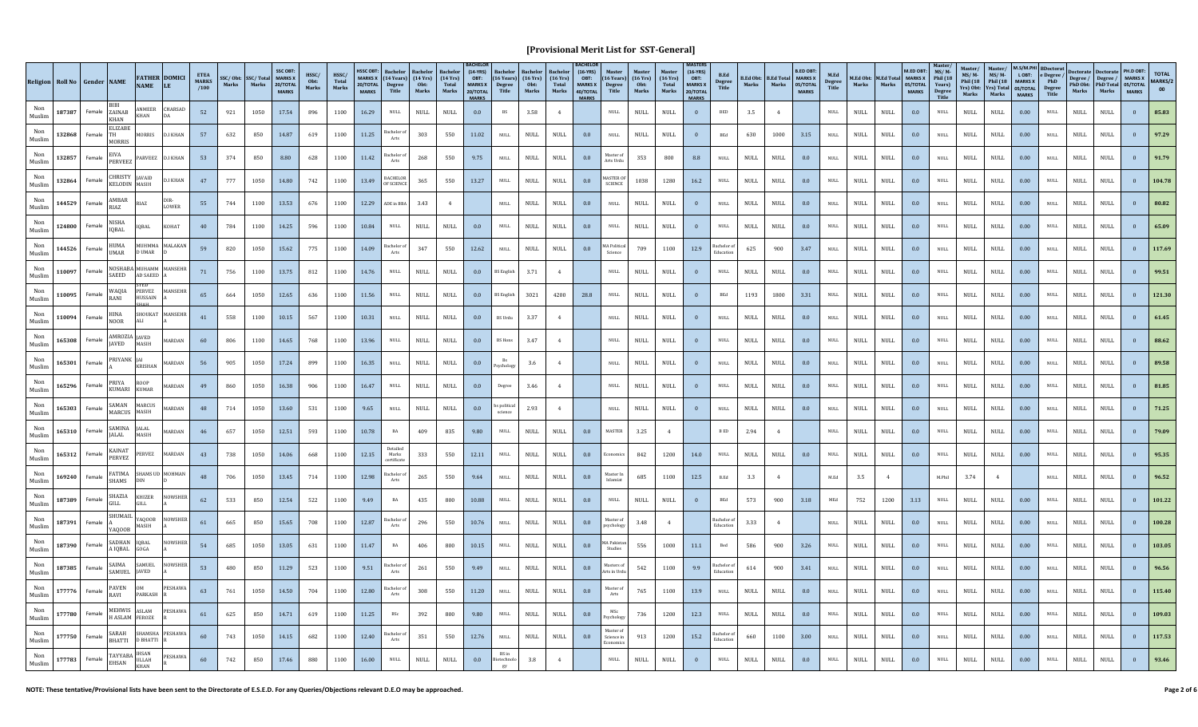# [Provisional Merit List for SST-General]

| Religion | Roll No | Gender | NAME | FATHER NAME | DOMICILE | ETEA MARKS /100 | SSC/ Obt: Marks | SSC/ Total Marks | SSC OBT: MARKS X 20/TOTAL MARKS | HSSC/ Obt: Marks | HSSC/ Total Marks | HSSC OBT: MARKS X 20/TOTAL MARKS | Bachelor (14 Years) Degree Title | Bachelor (14 Yrs) Obt: Marks | Bachelor (14 Yrs) Total Marks | BACHELOR (14-YRS) OBT: MARKS X 20/TOTAL MARKS | Bachelor (16 Years) Degree Title | Bachelor (16 Yrs) Obt: Marks | Bachelor (16 Yrs) Total Marks | BACHELOR (16-YRS) OBT: MARKS X 40/TOTAL MARKS | Master (16 Years) Degree Title | Master (16 Yrs) Obt: Marks | Master (16 Yrs) Total Marks | MASTERS (16-YRS) OBT: MARKS X 20/TOTAL MARKS | B.Ed Degree Title | B.Ed Obt: Marks | B.Ed Total Marks | B.ED OBT: MARKS X 05/TOTAL MARKS | M.Ed Degree Title | M.Ed Obt: Marks | M.Ed Total Marks | M.ED OBT: MARKS X 05/TOTAL MARKS | Master/ MS/ M-Phil (18 Years) Degree Title | Master/ MS/ M-Phil (18 Yrs) Obt: Marks | Master/ MS/ M-Phil (18 Yrs) Total Marks | M.S/M.PHIL OBT: MARKS X 05/TOTAL MARKS | BDoctorate Degree / PhD Degree Title | Doctorate Degree / PhD Obt: Marks | Doctorate PhD Total Marks | PH.D OBT: MARKS X 05/TOTAL MARKS | TOTAL MARKS/200 |
|---|---|---|---|---|---|---|---|---|---|---|---|---|---|---|---|---|---|---|---|---|---|---|---|---|---|---|---|---|---|---|---|---|---|---|---|---|---|---|---|---|---|---|
| Non Muslim | 187387 | Female | BIBI ZAINAB KHAN | ANMEER KHAN | CHARSADDA | 52 | 921 | 1050 | 17.54 | 896 | 1100 | 16.29 | NULL | NULL | NULL | 0.0 | BS | 3.58 | 4 | | NULL | NULL | NULL | 0 | BED | 3.5 | 4 | | NULL | NULL | NULL | 0.0 | NULL | NULL | NULL | 0.00 | NULL | NULL | NULL | 0 | 85.83 |
| Non Muslim | 132868 | Female | ELIZABETH MORRIS | MORRIS | D.I KHAN | 57 | 632 | 850 | 14.87 | 619 | 1100 | 11.25 | Bachelor of Arts | 303 | 550 | 11.02 | NULL | NULL | NULL | 0.0 | NULL | NULL | NULL | 0 | BEd | 630 | 1000 | 3.15 | NULL | NULL | NULL | 0.0 | NULL | NULL | NULL | 0.00 | NULL | NULL | NULL | 0 | 97.29 |
| Non Muslim | 132857 | Female | EIVA PERVEEZ | PARVEEZ | D.I KHAN | 53 | 374 | 850 | 8.80 | 628 | 1100 | 11.42 | Bachelor of Arts | 268 | 550 | 9.75 | NULL | NULL | NULL | 0.0 | Master of Arts Urdu | 353 | 800 | 8.8 | NULL | NULL | NULL | 0.0 | NULL | NULL | NULL | 0.0 | NULL | NULL | NULL | 0.00 | NULL | NULL | NULL | 0 | 91.79 |
| Non Muslim | 132864 | Female | CHRISTY KELODIN | JAVAID MASIH | D.I KHAN | 47 | 777 | 1050 | 14.80 | 742 | 1100 | 13.49 | BACHELOR OF SCIENCE | 365 | 550 | 13.27 | NULL | NULL | NULL | 0.0 | MASTER OF SCIENCE | 1038 | 1280 | 16.2 | NULL | NULL | NULL | 0.0 | NULL | NULL | NULL | 0.0 | NULL | NULL | NULL | 0.00 | NULL | NULL | NULL | 0 | 104.78 |
| Non Muslim | 144529 | Female | AMBAR RIAZ | RIAZ | DIR-LOWER | 55 | 744 | 1100 | 13.53 | 676 | 1100 | 12.29 | ADE in BBA | 3.43 | 4 | | NULL | NULL | NULL | 0.0 | NULL | NULL | NULL | 0 | NULL | NULL | NULL | 0.0 | NULL | NULL | NULL | 0.0 | NULL | NULL | NULL | 0.00 | NULL | NULL | NULL | 0 | 80.82 |
| Non Muslim | 124800 | Female | NISHA IQBAL | IQBAL | KOHAT | 40 | 784 | 1100 | 14.25 | 596 | 1100 | 10.84 | NULL | NULL | NULL | 0.0 | NULL | NULL | NULL | 0.0 | NULL | NULL | NULL | 0 | NULL | NULL | NULL | 0.0 | NULL | NULL | NULL | 0.0 | NULL | NULL | NULL | 0.00 | NULL | NULL | NULL | 0 | 65.09 |
| Non Muslim | 144526 | Female | HUMA UMAR | MUHAMMAD UMAR | MALAKAND | 59 | 820 | 1050 | 15.62 | 775 | 1100 | 14.09 | Bachelor of Arts | 347 | 550 | 12.62 | NULL | NULL | NULL | 0.0 | MA Political Science | 709 | 1100 | 12.9 | Bachelor of Education | 625 | 900 | 3.47 | NULL | NULL | NULL | 0.0 | NULL | NULL | NULL | 0.00 | NULL | NULL | NULL | 0 | 117.69 |
| Non Muslim | 110097 | Female | NOSHABA SAEED | MUHAMMAD SAEED | MANSEHRA | 71 | 756 | 1100 | 13.75 | 812 | 1100 | 14.76 | NULL | NULL | NULL | 0.0 | BS English | 3.71 | 4 | | NULL | NULL | NULL | 0 | NULL | NULL | NULL | 0.0 | NULL | NULL | NULL | 0.0 | NULL | NULL | NULL | 0.00 | NULL | NULL | NULL | 0 | 99.51 |
| Non Muslim | 110095 | Female | WAQIA RANI | SYED PERVEZ HUSSAIN SHAH | MANSEHRA | 65 | 664 | 1050 | 12.65 | 636 | 1100 | 11.56 | NULL | NULL | NULL | 0.0 | BS English | 3021 | 4200 | 28.8 | NULL | NULL | NULL | 0 | BEd | 1193 | 1800 | 3.31 | NULL | NULL | NULL | 0.0 | NULL | NULL | NULL | 0.00 | NULL | NULL | NULL | 0 | 121.30 |
| Non Muslim | 110094 | Female | HINA NOOR | SHOUKAT ALI | MANSEHRA | 41 | 558 | 1100 | 10.15 | 567 | 1100 | 10.31 | NULL | NULL | NULL | 0.0 | BS Urdu | 3.37 | 4 | | NULL | NULL | NULL | 0 | NULL | NULL | NULL | 0.0 | NULL | NULL | NULL | 0.0 | NULL | NULL | NULL | 0.00 | NULL | NULL | NULL | 0 | 61.45 |
| Non Muslim | 165308 | Female | AMROZIA JAVED | JAVED MASIH | MARDAN | 60 | 806 | 1100 | 14.65 | 768 | 1100 | 13.96 | NULL | NULL | NULL | 0.0 | BS Hons | 3.47 | 4 | | NULL | NULL | NULL | 0 | NULL | NULL | NULL | 0.0 | NULL | NULL | NULL | 0.0 | NULL | NULL | NULL | 0.00 | NULL | NULL | NULL | 0 | 88.62 |
| Non Muslim | 165301 | Female | PRIYANKA | JAI KRISHAN | MARDAN | 56 | 905 | 1050 | 17.24 | 899 | 1100 | 16.35 | NULL | NULL | NULL | 0.0 | Bs Psychology | 3.6 | 4 | | NULL | NULL | NULL | 0 | NULL | NULL | NULL | 0.0 | NULL | NULL | NULL | 0.0 | NULL | NULL | NULL | 0.00 | NULL | NULL | NULL | 0 | 89.58 |
| Non Muslim | 165296 | Female | PRIYA KUMARI | ROOP KUMAR | MARDAN | 49 | 860 | 1050 | 16.38 | 906 | 1100 | 16.47 | NULL | NULL | NULL | 0.0 | Degree | 3.46 | 4 | | NULL | NULL | NULL | 0 | NULL | NULL | NULL | 0.0 | NULL | NULL | NULL | 0.0 | NULL | NULL | NULL | 0.00 | NULL | NULL | NULL | 0 | 81.85 |
| Non Muslim | 165303 | Female | SAMAN MARCUS | MARCUS MASIH | MARDAN | 48 | 714 | 1050 | 13.60 | 531 | 1100 | 9.65 | NULL | NULL | NULL | 0.0 | bs political science | 2.93 | 4 | | NULL | NULL | NULL | 0 | NULL | NULL | NULL | 0.0 | NULL | NULL | NULL | 0.0 | NULL | NULL | NULL | 0.00 | NULL | NULL | NULL | 0 | 71.25 |
| Non Muslim | 165310 | Female | SAMINA JALAL | JALAL MASIH | MARDAN | 46 | 657 | 1050 | 12.51 | 593 | 1100 | 10.78 | BA | 409 | 835 | 9.80 | NULL | NULL | NULL | 0.0 | MASTER | 3.25 | 4 | | B ED | 2.94 | 4 | | NULL | NULL | NULL | 0.0 | NULL | NULL | NULL | 0.00 | NULL | NULL | NULL | 0 | 79.09 |
| Non Muslim | 165312 | Female | KAINAT PERVEZ | PERVEZ | MARDAN | 43 | 738 | 1050 | 14.06 | 668 | 1100 | 12.15 | Detailed Marks certificate | 333 | 550 | 12.11 | NULL | NULL | NULL | 0.0 | Economics | 842 | 1200 | 14.0 | NULL | NULL | NULL | 0.0 | NULL | NULL | NULL | 0.0 | NULL | NULL | NULL | 0.00 | NULL | NULL | NULL | 0 | 95.35 |
| Non Muslim | 169240 | Female | FATIMA SHAMS | SHAMS UD DIN | MOHMAND | 48 | 706 | 1050 | 13.45 | 714 | 1100 | 12.98 | Bachelor of Arts | 265 | 550 | 9.64 | NULL | NULL | NULL | 0.0 | Master In Islamiat | 685 | 1100 | 12.5 | B.Ed | 3.3 | 4 | | M.Ed | 3.5 | 4 | | M.Phil | 3.74 | 4 | | NULL | NULL | NULL | 0 | 96.52 |
| Non Muslim | 187389 | Female | SHAZIA GILL | KHIZER GILL | NOWSHERA | 62 | 533 | 850 | 12.54 | 522 | 1100 | 9.49 | BA | 435 | 800 | 10.88 | NULL | NULL | NULL | 0.0 | NULL | NULL | NULL | 0 | BEd | 573 | 900 | 3.18 | MEd | 752 | 1200 | 3.13 | NULL | NULL | NULL | 0.00 | NULL | NULL | NULL | 0 | 101.22 |
| Non Muslim | 187391 | Female | SHUMAILA YAQOOB | YAQOOB MASIH | NOWSHERA | 61 | 665 | 850 | 15.65 | 708 | 1100 | 12.87 | Bachelor of Arts | 296 | 550 | 10.76 | NULL | NULL | NULL | 0.0 | Master of psychology | 3.48 | 4 | | Bachelor of Education | 3.33 | 4 | | NULL | NULL | NULL | 0.0 | NULL | NULL | NULL | 0.00 | NULL | NULL | NULL | 0 | 100.28 |
| Non Muslim | 187390 | Female | SADHANA IQBAL | IQBAL GOGA | NOWSHERA | 54 | 685 | 1050 | 13.05 | 631 | 1100 | 11.47 | BA | 406 | 800 | 10.15 | NULL | NULL | NULL | 0.0 | MA Pakistan Studies | 556 | 1000 | 11.1 | Bed | 586 | 900 | 3.26 | NULL | NULL | NULL | 0.0 | NULL | NULL | NULL | 0.00 | NULL | NULL | NULL | 0 | 103.05 |
| Non Muslim | 187385 | Female | SAIMA SAMUEL | SAMUEL JAVED | NOWSHERA | 53 | 480 | 850 | 11.29 | 523 | 1100 | 9.51 | Bachelor of Arts | 261 | 550 | 9.49 | NULL | NULL | NULL | 0.0 | Masters of Arts in Urdu | 542 | 1100 | 9.9 | Bachelor of Education | 614 | 900 | 3.41 | NULL | NULL | NULL | 0.0 | NULL | NULL | NULL | 0.00 | NULL | NULL | NULL | 0 | 96.56 |
| Non Muslim | 177776 | Female | PAVEN RAVI | OM PARKASH | PESHAWAR | 63 | 761 | 1050 | 14.50 | 704 | 1100 | 12.80 | Bachelor of Arts | 308 | 550 | 11.20 | NULL | NULL | NULL | 0.0 | Master of Arts | 765 | 1100 | 13.9 | NULL | NULL | NULL | 0.0 | NULL | NULL | NULL | 0.0 | NULL | NULL | NULL | 0.00 | NULL | NULL | NULL | 0 | 115.40 |
| Non Muslim | 177780 | Female | MEHWISH ASLAM | ASLAM FEROZE | PESHAWAR | 61 | 625 | 850 | 14.71 | 619 | 1100 | 11.25 | BSc | 392 | 800 | 9.80 | NULL | NULL | NULL | 0.0 | MSc Psychology | 736 | 1200 | 12.3 | NULL | NULL | NULL | 0.0 | NULL | NULL | NULL | 0.0 | NULL | NULL | NULL | 0.00 | NULL | NULL | NULL | 0 | 109.03 |
| Non Muslim | 177750 | Female | SARAH BHATTI | SHAMSHAD BHATTI | PESHAWAR | 60 | 743 | 1050 | 14.15 | 682 | 1100 | 12.40 | Bachelor of Arts | 351 | 550 | 12.76 | NULL | NULL | NULL | 0.0 | Master of Science in Economics | 913 | 1200 | 15.2 | Bachelor of Education | 660 | 1100 | 3.00 | NULL | NULL | NULL | 0.0 | NULL | NULL | NULL | 0.00 | NULL | NULL | NULL | 0 | 117.53 |
| Non Muslim | 177783 | Female | TAYYABA EHSAN | EHSAN ULLAH KHAN | PESHAWAR | 60 | 742 | 850 | 17.46 | 880 | 1100 | 16.00 | NULL | NULL | NULL | 0.0 | BS in Biotechnology | 3.8 | 4 | | NULL | NULL | NULL | 0 | NULL | NULL | NULL | 0.0 | NULL | NULL | NULL | 0.0 | NULL | NULL | NULL | 0.00 | NULL | NULL | NULL | 0 | 93.46 |

**NOTE: These tentative/Provisional lists have been sent to the Directorate of E.S.E.D. For any Queries/Objections relevant D.E.O may be approached.**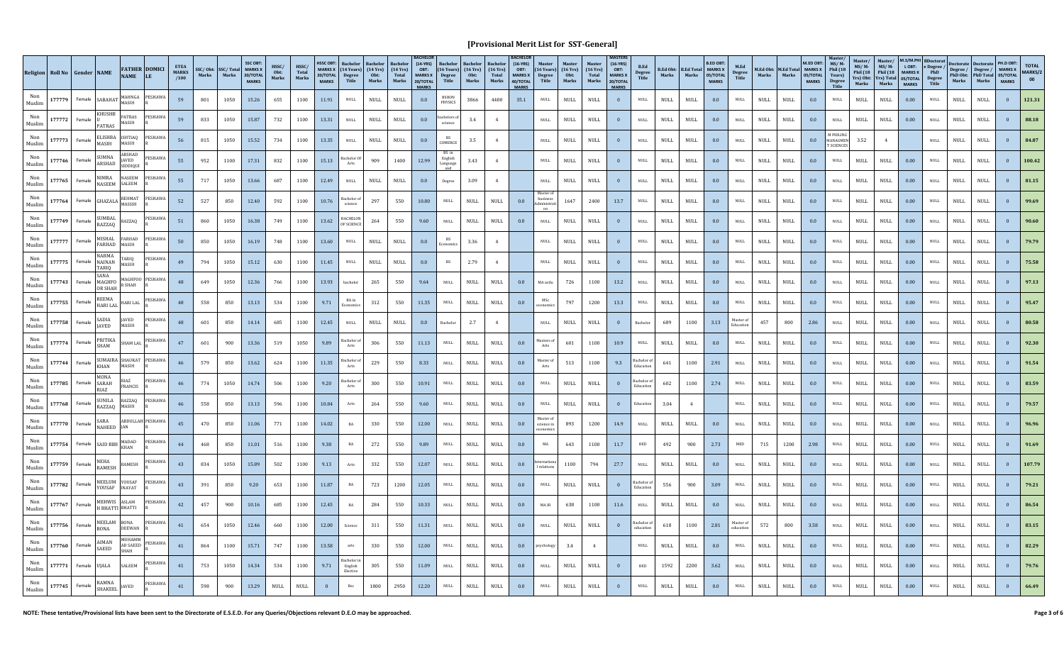# [Provisional Merit List for SST-General]

| Religion | Roll No | Gender | NAME | FATHER NAME | DOMICILE | ETEA MARKS /100 | SSC/ Obt. Marks | SSC/ Total Marks | SSC OBT: MARKS X 20/TOTAL MARKS | HSSC/ Obt: Marks | HSSC/ Total Marks | HSSC OBT: MARKS X 20/TOTAL MARKS | Bachelor (14 Years) Degree Title | Bachelor (14 Yrs) Obt: Marks | Bachelor (14 Yrs) Total Marks | BACHELOR (14-YRS) OBT: MARKS X 20/TOTAL MARKS | Bachelor (16 Years) Degree Title | Bachelor (16 Yrs) Obt: Marks | Bachelor (16 Yrs) Total Marks | BACHELOR (16-YRS) OBT: MARKS X 40/TOTAL MARKS | Master (16 Years) Degree Title | Master (16 Yrs) Obt: Marks | Master (16 Yrs) Total Marks | MASTERS (16-YRS) OBT: MARKS X 20/TOTAL MARKS | B.Ed Degree Title | B.Ed Obt: Marks | B.Ed Total Marks | B.ED OBT: MARKS X 05/TOTAL MARKS | M.Ed Degree Title | M.Ed Obt: Marks | M.Ed Total Marks | M.ED OBT: MARKS X 05/TOTAL MARKS | Master/ MS/ M-Phil (18 Years) Degree Title | Master/ MS/ M-Phil (18 Yrs) Obt: Marks | Master/ MS/ M-Phil (18 Yrs) Total Marks | M.S/M.PHIL OBT: MARKS X 05/TOTAL MARKS | BDoctoral e Degree / PhD Degree Title | Doctorate Degree / PhD Obt: Marks | Doctorate Degree / PhD Total Marks | PH.D OBT: MARKS X 05/TOTAL MARKS | TOTAL MARKS/200 |
|---|---|---|---|---|---|---|---|---|---|---|---|---|---|---|---|---|---|---|---|---|---|---|---|---|---|---|---|---|---|---|---|---|---|---|---|---|---|---|---|---|---|
| Non Muslim | 177779 | Female | SABAHAT | MAHNGA MASIH | PESHAWAR | 59 | 801 | 1050 | 15.26 | 655 | 1100 | 11.91 | NULL | NULL | NULL | 0.0 | BSHON PHYSICS | 3866 | 4400 | 35.1 | NULL | NULL | NULL | 0 | NULL | NULL | NULL | 0.0 | NULL | NULL | NULL | 0.0 | NULL | NULL | NULL | 0.00 | NULL | NULL | NULL | 0 | 121.31 |
| Non Muslim | 177772 | Female | KHUSHBU PATRAS | PATRAS MASIH | PESHAWAR | 59 | 833 | 1050 | 15.87 | 732 | 1100 | 13.31 | NULL | NULL | NULL | 0.0 | bachelors of science | 3.4 | 4 | | NULL | NULL | NULL | 0 | NULL | NULL | NULL | 0.0 | NULL | NULL | NULL | 0.0 | NULL | NULL | NULL | 0.00 | NULL | NULL | NULL | 0 | 88.18 |
| Non Muslim | 177773 | Female | ELISHBA MASIH | ISHTIAQ MASIH | PESHAWAR | 56 | 815 | 1050 | 15.52 | 734 | 1100 | 13.35 | NULL | NULL | NULL | 0.0 | BS COMERCE | 3.5 | 4 | | NULL | NULL | NULL | 0 | NULL | NULL | NULL | 0.0 | NULL | NULL | NULL | 0.0 | M PHILING MANAGMENT SCIENCES | 3.52 | 4 | | NULL | NULL | NULL | 0 | 84.87 |
| Non Muslim | 177746 | Female | SUMNA ARSHAD | ARSHAD JAVED SIDDIQUI | PESHAWAR | 55 | 952 | 1100 | 17.31 | 832 | 1100 | 15.13 | Bachelor Of Arts | 909 | 1400 | 12.99 | BS in English Language and | 3.43 | 4 | | NULL | NULL | NULL | 0 | NULL | NULL | NULL | 0.0 | NULL | NULL | NULL | 0.0 | NULL | NULL | NULL | 0.00 | NULL | NULL | NULL | 0 | 100.42 |
| Non Muslim | 177765 | Female | NIMRA NASEEM | NASEEM SALEEM | PESHAWAR | 55 | 717 | 1050 | 13.66 | 687 | 1100 | 12.49 | NULL | NULL | NULL | 0.0 | Degree | 3.09 | 4 | | NULL | NULL | NULL | 0 | NULL | NULL | NULL | 0.0 | NULL | NULL | NULL | 0.0 | NULL | NULL | NULL | 0.00 | NULL | NULL | NULL | 0 | 81.15 |
| Non Muslim | 177764 | Female | GHAZALA | REHMAT MASSIH | PESHAWAR | 52 | 527 | 850 | 12.40 | 592 | 1100 | 10.76 | Bachelor of science | 297 | 550 | 10.80 | NULL | NULL | NULL | 0.0 | Master of business Administration | 1647 | 2400 | 13.7 | NULL | NULL | NULL | 0.0 | NULL | NULL | NULL | 0.0 | NULL | NULL | NULL | 0.00 | NULL | NULL | NULL | 0 | 99.69 |
| Non Muslim | 177749 | Female | SUMBAL RAZZAQ | RAZZAQ | PESHAWAR | 51 | 860 | 1050 | 16.38 | 749 | 1100 | 13.62 | BACHELOR OF SCIENCE | 264 | 550 | 9.60 | NULL | NULL | NULL | 0.0 | NULL | NULL | NULL | 0 | NULL | NULL | NULL | 0.0 | NULL | NULL | NULL | 0.0 | NULL | NULL | NULL | 0.00 | NULL | NULL | NULL | 0 | 90.60 |
| Non Muslim | 177777 | Female | MISHAL FARHAD | FARHAD MASIH | PESHAWAR | 50 | 850 | 1050 | 16.19 | 748 | 1100 | 13.60 | NULL | NULL | NULL | 0.0 | BS Economics | 3.36 | 4 | | NULL | NULL | NULL | 0 | NULL | NULL | NULL | 0.0 | NULL | NULL | NULL | 0.0 | NULL | NULL | NULL | 0.00 | NULL | NULL | NULL | 0 | 79.79 |
| Non Muslim | 177775 | Female | NARMA NAINAN TARIQ | TARIQ MASIH | PESHAWAR | 49 | 794 | 1050 | 15.12 | 630 | 1100 | 11.45 | NULL | NULL | NULL | 0.0 | BS | 2.79 | 4 | | NULL | NULL | NULL | 0 | NULL | NULL | NULL | 0.0 | NULL | NULL | NULL | 0.0 | NULL | NULL | NULL | 0.00 | NULL | NULL | NULL | 0 | 75.58 |
| Non Muslim | 177743 | Female | SANA MAGHFOOR SHAH | MAGHFOOR SHAH | PESHAWAR | 48 | 649 | 1050 | 12.36 | 766 | 1100 | 13.93 | bachelor | 265 | 550 | 9.64 | NULL | NULL | NULL | 0.0 | MA urdu | 726 | 1100 | 13.2 | NULL | NULL | NULL | 0.0 | NULL | NULL | NULL | 0.0 | NULL | NULL | NULL | 0.00 | NULL | NULL | NULL | 0 | 97.13 |
| Non Muslim | 177755 | Female | REEMA HARI LAL | HARI LAL | PESHAWAR | 48 | 558 | 850 | 13.13 | 534 | 1100 | 9.71 | BA in Economics | 312 | 550 | 11.35 | NULL | NULL | NULL | 0.0 | MSc economics | 797 | 1200 | 13.3 | NULL | NULL | NULL | 0.0 | NULL | NULL | NULL | 0.0 | NULL | NULL | NULL | 0.00 | NULL | NULL | NULL | 0 | 95.47 |
| Non Muslim | 177758 | Female | SADIA JAVED | JAVED MASIH | PESHAWAR | 48 | 601 | 850 | 14.14 | 685 | 1100 | 12.45 | NULL | NULL | NULL | 0.0 | Bachelor | 2.7 | 4 | | NULL | NULL | NULL | 0 | Bachelor | 689 | 1100 | 3.13 | Master of Education | 457 | 800 | 2.86 | NULL | NULL | NULL | 0.00 | NULL | NULL | NULL | 0 | 80.58 |
| Non Muslim | 177774 | Female | PRITIKA SHAM | SHAM LAL | PESHAWAR | 47 | 601 | 900 | 13.36 | 519 | 1050 | 9.89 | Bachelor of Arts | 306 | 550 | 11.13 | NULL | NULL | NULL | 0.0 | Masters of Arts | 601 | 1100 | 10.9 | NULL | NULL | NULL | 0.0 | NULL | NULL | NULL | 0.0 | NULL | NULL | NULL | 0.00 | NULL | NULL | NULL | 0 | 92.30 |
| Non Muslim | 177744 | Female | SUMAIRA KHAN | SHAUKAT MASIH | PESHAWAR | 46 | 579 | 850 | 13.62 | 624 | 1100 | 11.35 | Bachelor of Arts | 229 | 550 | 8.33 | NULL | NULL | NULL | 0.0 | Master of Arts | 513 | 1100 | 9.3 | Bachelor of Education | 641 | 1100 | 2.91 | NULL | NULL | NULL | 0.0 | NULL | NULL | NULL | 0.00 | NULL | NULL | NULL | 0 | 91.54 |
| Non Muslim | 177785 | Female | MONA SARAH RIAZ | RIAZ FRANCIS | PESHAWAR | 46 | 774 | 1050 | 14.74 | 506 | 1100 | 9.20 | Bachelor of Arts | 300 | 550 | 10.91 | NULL | NULL | NULL | 0.0 | NULL | NULL | NULL | 0 | Bachelor of Education | 602 | 1100 | 2.74 | NULL | NULL | NULL | 0.0 | NULL | NULL | NULL | 0.00 | NULL | NULL | NULL | 0 | 83.59 |
| Non Muslim | 177768 | Female | SUNILA RAZZAQ | RAZZAQ MASIH | PESHAWAR | 46 | 558 | 850 | 13.13 | 596 | 1100 | 10.84 | Arts | 264 | 550 | 9.60 | NULL | NULL | NULL | 0.0 | NULL | NULL | NULL | 0 | Education | 3.04 | 4 | | NULL | NULL | NULL | 0.0 | NULL | NULL | NULL | 0.00 | NULL | NULL | NULL | 0 | 79.57 |
| Non Muslim | 177770 | Female | SARA NAHEED | ABDULLAH JAN | PESHAWAR | 45 | 470 | 850 | 11.06 | 771 | 1100 | 14.02 | BA | 330 | 550 | 12.00 | NULL | NULL | NULL | 0.0 | Master of science in economics | 893 | 1200 | 14.9 | NULL | NULL | NULL | 0.0 | NULL | NULL | NULL | 0.0 | NULL | NULL | NULL | 0.00 | NULL | NULL | NULL | 0 | 96.96 |
| Non Muslim | 177754 | Female | SAID BIBI | MADAD KHAN | PESHAWAR | 44 | 468 | 850 | 11.01 | 516 | 1100 | 9.38 | BA | 272 | 550 | 9.89 | NULL | NULL | NULL | 0.0 | MA | 643 | 1100 | 11.7 | BED | 492 | 900 | 2.73 | MED | 715 | 1200 | 2.98 | NULL | NULL | NULL | 0.00 | NULL | NULL | NULL | 0 | 91.69 |
| Non Muslim | 177759 | Female | NEHA RAMESH | RAMESH | PESHAWAR | 43 | 834 | 1050 | 15.89 | 502 | 1100 | 9.13 | Arts | 332 | 550 | 12.07 | NULL | NULL | NULL | 0.0 | International relations | 1100 | 794 | 27.7 | NULL | NULL | NULL | 0.0 | NULL | NULL | NULL | 0.0 | NULL | NULL | NULL | 0.00 | NULL | NULL | NULL | 0 | 107.79 |
| Non Muslim | 177782 | Female | NEELUM YOUSAF | YOUSAF INAYAT | PESHAWAR | 43 | 391 | 850 | 9.20 | 653 | 1100 | 11.87 | BA | 723 | 1200 | 12.05 | NULL | NULL | NULL | 0.0 | NULL | NULL | NULL | 0 | Bachelor of Education | 556 | 900 | 3.09 | NULL | NULL | NULL | 0.0 | NULL | NULL | NULL | 0.00 | NULL | NULL | NULL | 0 | 79.21 |
| Non Muslim | 177767 | Female | MEHWISH BHATTI | ASLAM BHATTI | PESHAWAR | 42 | 457 | 900 | 10.16 | 685 | 1100 | 12.45 | BA | 284 | 550 | 10.33 | NULL | NULL | NULL | 0.0 | MA IR | 638 | 1100 | 11.6 | NULL | NULL | NULL | 0.0 | NULL | NULL | NULL | 0.0 | NULL | NULL | NULL | 0.00 | NULL | NULL | NULL | 0 | 86.54 |
| Non Muslim | 177756 | Female | NEELAM BONA | BONA DEEWAN | PESHAWAR | 41 | 654 | 1050 | 12.46 | 660 | 1100 | 12.00 | Science | 311 | 550 | 11.31 | NULL | NULL | NULL | 0.0 | NULL | NULL | NULL | 0 | Bachelor of education | 618 | 1100 | 2.81 | Master of education | 572 | 800 | 3.58 | NULL | NULL | NULL | 0.00 | NULL | NULL | NULL | 0 | 83.15 |
| Non Muslim | 177760 | Female | AIMAN SAEED | MUHAMMAD SAEED SHAH | PESHAWAR | 41 | 864 | 1100 | 15.71 | 747 | 1100 | 13.58 | arts | 330 | 550 | 12.00 | NULL | NULL | NULL | 0.0 | psychology | 3.4 | 4 | | NULL | NULL | NULL | 0.0 | NULL | NULL | NULL | 0.0 | NULL | NULL | NULL | 0.00 | NULL | NULL | NULL | 0 | 82.29 |
| Non Muslim | 177771 | Female | UJALA | SALEEM | PESHAWAR | 41 | 753 | 1050 | 14.34 | 534 | 1100 | 9.71 | Bachelor in English Elective | 305 | 550 | 11.09 | NULL | NULL | NULL | 0.0 | NULL | NULL | NULL | 0 | BED | 1592 | 2200 | 3.62 | NULL | NULL | NULL | 0.0 | NULL | NULL | NULL | 0.00 | NULL | NULL | NULL | 0 | 79.76 |
| Non Muslim | 177745 | Female | RAMNA SHAKEEL | JAVED | PESHAWAR | 41 | 598 | 900 | 13.29 | NULL | NULL | 0 | Bsc | 1800 | 2950 | 12.20 | NULL | NULL | NULL | 0.0 | NULL | NULL | NULL | 0 | NULL | NULL | NULL | 0.0 | NULL | NULL | NULL | 0.0 | NULL | NULL | NULL | 0.00 | NULL | NULL | NULL | 0 | 66.49 |

**NOTE: These tentative/Provisional lists have been sent to the Directorate of E.S.E.D. For any Queries/Objections relevant D.E.O may be approached.**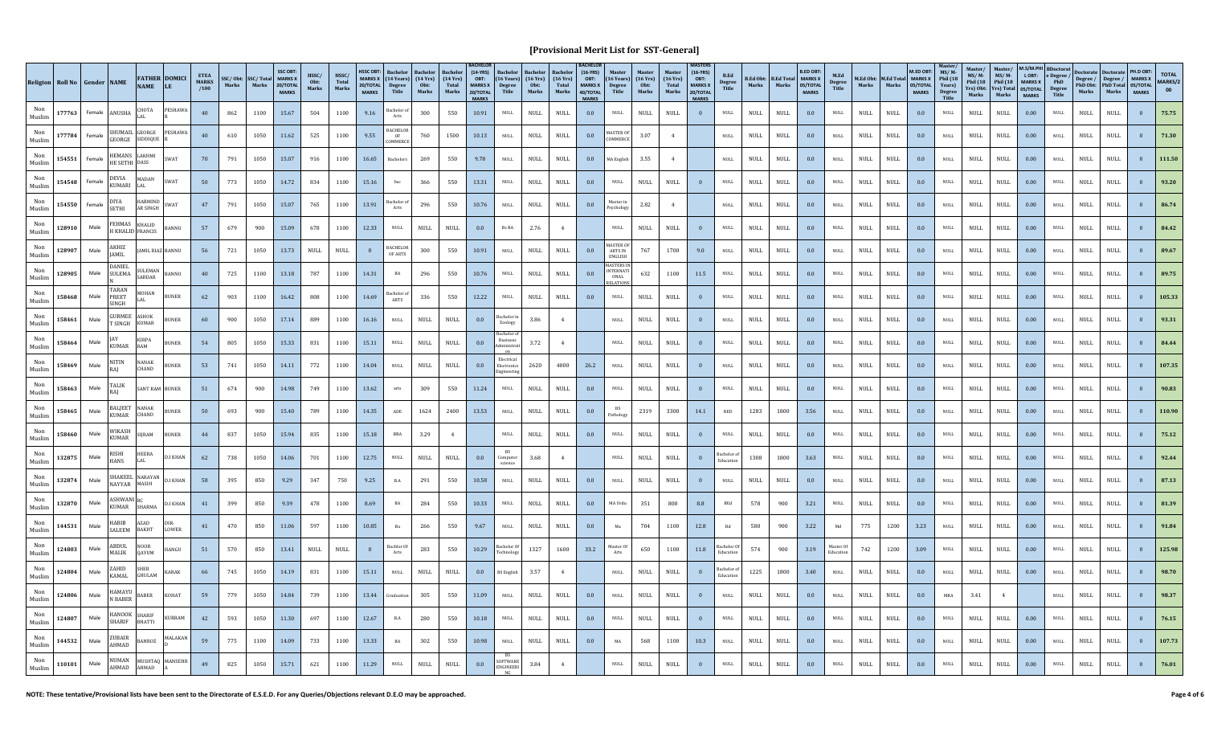# [Provisional Merit List for SST-General]

| Religion | Roll No | Gender | NAME | FATHER NAME | DOMICILE | ETEA MARKS /100 | SSC/ Obt: Marks | SSC/ Total Marks | SSC OBT: MARKS X 20/TOTAL MARKS | HSSC/ Obt: Marks | HSSC/ Total Marks | HSSC OBT: MARKS X 20/TOTAL MARKS | Bachelor (14 Years) Degree Title | Bachelor (14 Yrs) Obt: Marks | Bachelor (14 Yrs) Total Marks | BACHELOR (14-YRS) OBT: MARKS X 20/TOTAL MARKS | Bachelor (16 Years) Degree Title | Bachelor (16 Yrs) Obt: Marks | Bachelor (16 Yrs) Total Marks | BACHELOR (16-YRS) OBT: MARKS X 40/TOTAL MARKS | Master (16 Years) Degree Title | Master (16 Yrs) Obt: Marks | Master (16 Yrs) Total Marks | MASTERS (16-YRS) OBT: MARKS X 20/TOTAL MARKS | B.Ed Degree Title | B.Ed Obt: Marks | B.Ed Total Marks | B.ED OBT: MARKS X 05/TOTAL MARKS | M.Ed Degree Title | M.Ed Obt: Marks | M.Ed Total Marks | M.ED OBT: MARKS X 05/TOTAL MARKS | Master/ MS/ M-Phil (18 Years) Degree Title | Master/ MS/ M-Phil (18 Yrs) Obt: Marks | Master/ MS/ M-Phil (18 Yrs) Total Marks | M.S/M.PHIL OBT: MARKS X 05/TOTAL MARKS | Doctorate Degree / PhD Degree Title | Doctorate Degree / PhD Obt: Marks | Doctorate PhD Total Marks | PH.D OBT: MARKS X 05/TOTAL MARKS | TOTAL MARKS/200 |
|---|---|---|---|---|---|---|---|---|---|---|---|---|---|---|---|---|---|---|---|---|---|---|---|---|---|---|---|---|---|---|---|---|---|---|---|---|---|---|---|---|---|
| Non Muslim | 177763 | Female | ANUSHA | CHOTA LAL | PESHAWAR | 40 | 862 | 1100 | 15.67 | 504 | 1100 | 9.16 | Bachelor of Arts | 300 | 550 | 10.91 | NULL | NULL | NULL | 0.0 | NULL | NULL | NULL | 0 | NULL | NULL | NULL | 0.0 | NULL | NULL | NULL | 0.0 | NULL | NULL | NULL | 0.00 | NULL | NULL | NULL | 0 | 75.75 |
| Non Muslim | 177784 | Female | SHUMAIL GEORGE | GEORGE SIDDIQUE | PESHAWAR | 40 | 610 | 1050 | 11.62 | 525 | 1100 | 9.55 | BACHELOR OF COMMERCE | 760 | 1500 | 10.13 | NULL | NULL | NULL | 0.0 | MASTER OF COMMERCE | 3.07 | 4 | | NULL | NULL | NULL | 0.0 | NULL | NULL | NULL | 0.0 | NULL | NULL | NULL | 0.00 | NULL | NULL | NULL | 0 | 71.30 |
| Non Muslim | 154551 | Female | HEMANSHE SETHI | LAKHMI DASS | SWAT | 70 | 791 | 1050 | 15.07 | 916 | 1100 | 16.65 | Bachelors | 269 | 550 | 9.78 | NULL | NULL | NULL | 0.0 | MA English | 3.55 | 4 | | NULL | NULL | NULL | 0.0 | NULL | NULL | NULL | 0.0 | NULL | NULL | NULL | 0.00 | NULL | NULL | NULL | 0 | 111.50 |
| Non Muslim | 154548 | Female | DEVIA KUMARI | MADAN LAL | SWAT | 50 | 773 | 1050 | 14.72 | 834 | 1100 | 15.16 | bsc | 366 | 550 | 13.31 | NULL | NULL | NULL | 0.0 | NULL | NULL | NULL | 0 | NULL | NULL | NULL | 0.0 | NULL | NULL | NULL | 0.0 | NULL | NULL | NULL | 0.00 | NULL | NULL | NULL | 0 | 93.20 |
| Non Muslim | 154550 | Female | DIYA SETHI | HARMINDAR SINGH | SWAT | 47 | 791 | 1050 | 15.07 | 765 | 1100 | 13.91 | Bachelor of Arts | 296 | 550 | 10.76 | NULL | NULL | NULL | 0.0 | Master in Psychology | 2.82 | 4 | | NULL | NULL | NULL | 0.0 | NULL | NULL | NULL | 0.0 | NULL | NULL | NULL | 0.00 | NULL | NULL | NULL | 0 | 86.74 |
| Non Muslim | 128910 | Male | FEHMASH KHALID | KHALID FRANCIS | BANNU | 57 | 679 | 900 | 15.09 | 678 | 1100 | 12.33 | NULL | NULL | NULL | 0.0 | Bs BA | 2.76 | 4 | | NULL | NULL | NULL | 0 | NULL | NULL | NULL | 0.0 | NULL | NULL | NULL | 0.0 | NULL | NULL | NULL | 0.00 | NULL | NULL | NULL | 0 | 84.42 |
| Non Muslim | 128907 | Male | AKHIZ JAMIL | JAMIL RIAZ | BANNU | 56 | 721 | 1050 | 13.73 | NULL | NULL | 0 | BACHELOR OF ARTS | 300 | 550 | 10.91 | NULL | NULL | NULL | 0.0 | MASTER OF ARTS IN ENGLISH | 767 | 1700 | 9.0 | NULL | NULL | NULL | 0.0 | NULL | NULL | NULL | 0.0 | NULL | NULL | NULL | 0.00 | NULL | NULL | NULL | 0 | 89.67 |
| Non Muslim | 128905 | Male | DANIEL SULEMAN | SULEMAN SARDAR | BANNU | 40 | 725 | 1100 | 13.18 | 787 | 1100 | 14.31 | BA | 296 | 550 | 10.76 | NULL | NULL | NULL | 0.0 | MASTERS IN INTERNATIONAL RELATIONS | 632 | 1100 | 11.5 | NULL | NULL | NULL | 0.0 | NULL | NULL | NULL | 0.0 | NULL | NULL | NULL | 0.00 | NULL | NULL | NULL | 0 | 89.75 |
| Non Muslim | 158468 | Male | TARAN PREET SINGH | MOHAN LAL | BUNER | 62 | 903 | 1100 | 16.42 | 808 | 1100 | 14.69 | Bachelor of ARTS | 336 | 550 | 12.22 | NULL | NULL | NULL | 0.0 | NULL | NULL | NULL | 0 | NULL | NULL | NULL | 0.0 | NULL | NULL | NULL | 0.0 | NULL | NULL | NULL | 0.00 | NULL | NULL | NULL | 0 | 105.33 |
| Non Muslim | 158461 | Male | GURMEET SINGH | ASHOK KUMAR | BUNER | 60 | 900 | 1050 | 17.14 | 889 | 1100 | 16.16 | NULL | NULL | NULL | 0.0 | Bachelor in Zoology | 3.86 | 4 | | NULL | NULL | NULL | 0 | NULL | NULL | NULL | 0.0 | NULL | NULL | NULL | 0.0 | NULL | NULL | NULL | 0.00 | NULL | NULL | NULL | 0 | 93.31 |
| Non Muslim | 158464 | Male | JAY KUMAR | KIRPA RAM | BUNER | 54 | 805 | 1050 | 15.33 | 831 | 1100 | 15.11 | NULL | NULL | NULL | 0.0 | Bachelor of Business Administration | 3.72 | 4 | | NULL | NULL | NULL | 0 | NULL | NULL | NULL | 0.0 | NULL | NULL | NULL | 0.0 | NULL | NULL | NULL | 0.00 | NULL | NULL | NULL | 0 | 84.44 |
| Non Muslim | 158469 | Male | NITIN RAJ | NANAK CHAND | BUNER | 53 | 741 | 1050 | 14.11 | 772 | 1100 | 14.04 | NULL | NULL | NULL | 0.0 | Electrical Electronics Engineering | 2620 | 4000 | 26.2 | NULL | NULL | NULL | 0 | NULL | NULL | NULL | 0.0 | NULL | NULL | NULL | 0.0 | NULL | NULL | NULL | 0.00 | NULL | NULL | NULL | 0 | 107.35 |
| Non Muslim | 158463 | Male | TALIK RAJ | SANT RAM | BUNER | 51 | 674 | 900 | 14.98 | 749 | 1100 | 13.62 | arts | 309 | 550 | 11.24 | NULL | NULL | NULL | 0.0 | NULL | NULL | NULL | 0 | NULL | NULL | NULL | 0.0 | NULL | NULL | NULL | 0.0 | NULL | NULL | NULL | 0.00 | NULL | NULL | NULL | 0 | 90.83 |
| Non Muslim | 158465 | Male | BALJEET KUMAR | NANAK CHAND | BUNER | 50 | 693 | 900 | 15.40 | 789 | 1100 | 14.35 | ADE | 1624 | 2400 | 13.53 | NULL | NULL | NULL | 0.0 | BS Pathology | 2319 | 3300 | 14.1 | BED | 1283 | 1800 | 3.56 | NULL | NULL | NULL | 0.0 | NULL | NULL | NULL | 0.00 | NULL | NULL | NULL | 0 | 110.90 |
| Non Muslim | 158460 | Male | WIKASH KUMAR | SIJRAM | BUNER | 44 | 837 | 1050 | 15.94 | 835 | 1100 | 15.18 | BBA | 3.29 | 4 | | NULL | NULL | NULL | 0.0 | NULL | NULL | NULL | 0 | NULL | NULL | NULL | 0.0 | NULL | NULL | NULL | 0.0 | NULL | NULL | NULL | 0.00 | NULL | NULL | NULL | 0 | 75.12 |
| Non Muslim | 132875 | Male | RISHI HANS | HEERA LAL | D.I KHAN | 62 | 738 | 1050 | 14.06 | 701 | 1100 | 12.75 | NULL | NULL | NULL | 0.0 | BS Computer science | 3.68 | 4 | | NULL | NULL | NULL | 0 | Bachelor of Education | 1308 | 1800 | 3.63 | NULL | NULL | NULL | 0.0 | NULL | NULL | NULL | 0.00 | NULL | NULL | NULL | 0 | 92.44 |
| Non Muslim | 132874 | Male | SHAKEEL NAYYAR | NARAYAN MASIH | D.I KHAN | 58 | 395 | 850 | 9.29 | 347 | 750 | 9.25 | B.A | 291 | 550 | 10.58 | NULL | NULL | NULL | 0.0 | NULL | NULL | NULL | 0 | NULL | NULL | NULL | 0.0 | NULL | NULL | NULL | 0.0 | NULL | NULL | NULL | 0.00 | NULL | NULL | NULL | 0 | 87.13 |
| Non Muslim | 132870 | Male | ASHWANI KUMAR | RC SHARMA | D.I KHAN | 41 | 399 | 850 | 9.39 | 478 | 1100 | 8.69 | BA | 284 | 550 | 10.33 | NULL | NULL | NULL | 0.0 | MA Urdu | 351 | 800 | 8.8 | BEd | 578 | 900 | 3.21 | NULL | NULL | NULL | 0.0 | NULL | NULL | NULL | 0.00 | NULL | NULL | NULL | 0 | 81.39 |
| Non Muslim | 144531 | Male | HABIB SALEEM | AZAD BAKHT | DIR-LOWER | 41 | 470 | 850 | 11.06 | 597 | 1100 | 10.85 | Ba | 266 | 550 | 9.67 | NULL | NULL | NULL | 0.0 | Ma | 704 | 1100 | 12.8 | Bd | 580 | 900 | 3.22 | Md | 775 | 1200 | 3.23 | NULL | NULL | NULL | 0.00 | NULL | NULL | NULL | 0 | 91.84 |
| Non Muslim | 124803 | Male | ABDUL MALIK | NOOR QAYUM | HANGU | 51 | 570 | 850 | 13.41 | NULL | NULL | 0 | Bachlor Of Arts | 283 | 550 | 10.29 | Bachelor Of Technology | 1327 | 1600 | 33.2 | Master Of Arts | 650 | 1100 | 11.8 | Bachelor Of Education | 574 | 900 | 3.19 | Master Of Education | 742 | 1200 | 3.09 | NULL | NULL | NULL | 0.00 | NULL | NULL | NULL | 0 | 125.98 |
| Non Muslim | 124804 | Male | ZAHID KAMAL | SHER GHULAM | KARAK | 66 | 745 | 1050 | 14.19 | 831 | 1100 | 15.11 | NULL | NULL | NULL | 0.0 | BS English | 3.57 | 4 | | NULL | NULL | NULL | 0 | Bachelor of Education | 1225 | 1800 | 3.40 | NULL | NULL | NULL | 0.0 | NULL | NULL | NULL | 0.00 | NULL | NULL | NULL | 0 | 98.70 |
| Non Muslim | 124806 | Male | HAMAYUN BABER | BABER | KOHAT | 59 | 779 | 1050 | 14.84 | 739 | 1100 | 13.44 | Graduation | 305 | 550 | 11.09 | NULL | NULL | NULL | 0.0 | NULL | NULL | NULL | 0 | NULL | NULL | NULL | 0.0 | NULL | NULL | NULL | 0.0 | MBA | 3.41 | 4 | | NULL | NULL | NULL | 0 | 98.37 |
| Non Muslim | 124807 | Male | HANOOK SHARIF | SHARIF BHATTI | KURRAM | 42 | 593 | 1050 | 11.30 | 697 | 1100 | 12.67 | B.A | 280 | 550 | 10.18 | NULL | NULL | NULL | 0.0 | NULL | NULL | NULL | 0 | NULL | NULL | NULL | 0.0 | NULL | NULL | NULL | 0.0 | NULL | NULL | NULL | 0.00 | NULL | NULL | NULL | 0 | 76.15 |
| Non Muslim | 144532 | Male | ZUBAIR AHMAD | BAHROZ | MALAKAND | 59 | 775 | 1100 | 14.09 | 733 | 1100 | 13.33 | BA | 302 | 550 | 10.98 | NULL | NULL | NULL | 0.0 | MA | 568 | 1100 | 10.3 | NULL | NULL | NULL | 0.0 | NULL | NULL | NULL | 0.0 | NULL | NULL | NULL | 0.00 | NULL | NULL | NULL | 0 | 107.73 |
| Non Muslim | 110101 | Male | NUMAN AHMAD | MUSHTAQ AHMAD | MANSEHRA | 49 | 825 | 1050 | 15.71 | 621 | 1100 | 11.29 | NULL | NULL | NULL | 0.0 | BS SOFTWARE ENGINEERING | 3.84 | 4 | | NULL | NULL | NULL | 0 | NULL | NULL | NULL | 0.0 | NULL | NULL | NULL | 0.0 | NULL | NULL | NULL | 0.00 | NULL | NULL | NULL | 0 | 76.01 |

**NOTE: These tentative/Provisional lists have been sent to the Directorate of E.S.E.D. For any Queries/Objections relevant D.E.O may be approached.**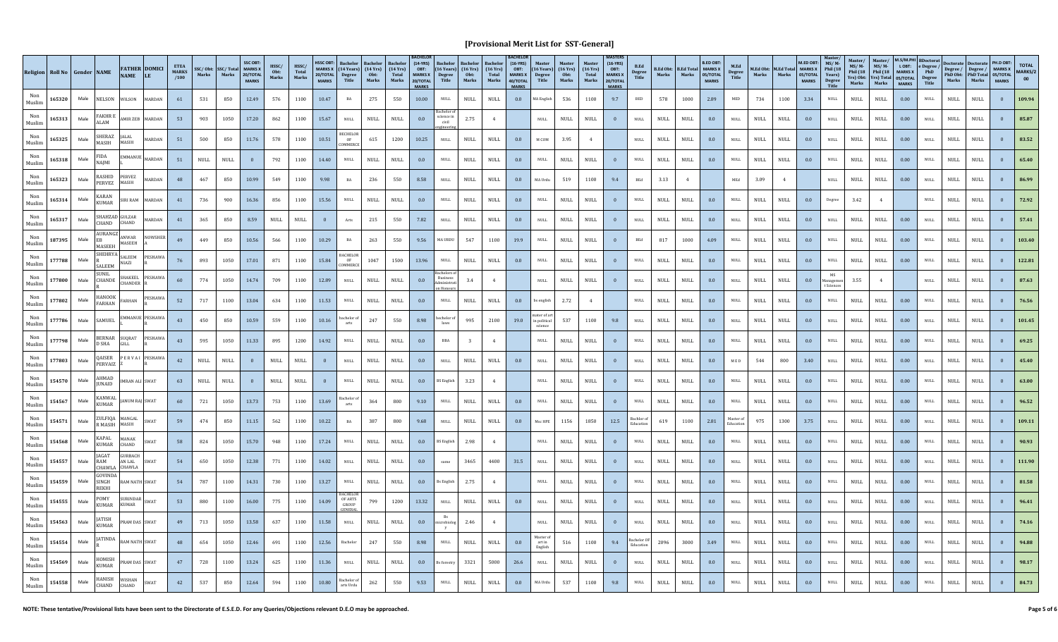# [Provisional Merit List for SST-General]

| Religion | Roll No | Gender | NAME | FATHER NAME | DOMICILE | ETEA MARKS /100 | SSC/ Obt: Marks | SSC/ Total Marks | SSC OBT: MARKS X 20/TOTAL MARKS | HSSC/ Obt: Marks | HSSC/ Total Marks | HSSC OBT: MARKS X 20/TOTAL MARKS | Bachelor (14 Years) Degree Title | Bachelor (14 Yrs) Obt: Marks | Bachelor (14 Yrs) Total Marks | BACHELOR (14-YRS) OBT: MARKS X 20/TOTAL MARKS | Bachelor (16 Years) Degree Title | Bachelor (16 Yrs) Obt: Marks | Bachelor (16 Yrs) Total Marks | BACHELOR (16-YRS) OBT: MARKS X 40/TOTAL MARKS | Master (16 Years) Degree Title | Master (16 Yrs) Obt: Marks | Master (16 Yrs) Total Marks | MASTERS (16-YRS) OBT: MARKS X 20/TOTAL MARKS | B.Ed Degree Title | B.Ed Obt: Marks | B.Ed Total Marks | B.ED OBT: MARKS X 05/TOTAL MARKS | M.Ed Degree Title | M.Ed Obt: Marks | M.Ed Total Marks | M.ED OBT: MARKS X 05/TOTAL MARKS | Master/ MS/ M-Phil (18 Years) Degree Title | Master/ MS/ M-Phil (18 Yrs) Obt: Marks | Master/ MS/ M-Phil (18 Yrs) Total Marks | M.S/M.PHIL OBT: MARKS X 05/TOTAL MARKS | Doctorate Degree / PhD Degree Title | Doctorate Degree / PhD Obt: Marks | Doctorate Degree / PhD Total Marks | PH.D OBT: MARKS X 05/TOTAL MARKS | TOTAL MARKS/200 |
|---|---|---|---|---|---|---|---|---|---|---|---|---|---|---|---|---|---|---|---|---|---|---|---|---|---|---|---|---|---|---|---|---|---|---|---|---|---|---|---|---|---|
| Non Muslim | 165320 | Male | NELSON | WILSON | MARDAN | 61 | 531 | 850 | 12.49 | 576 | 1100 | 10.47 | BA | 275 | 550 | 10.00 | NULL | NULL | NULL | 0.0 | MA English | 536 | 1100 | 9.7 | BED | 578 | 1000 | 2.89 | MED | 734 | 1100 | 3.34 | NULL | NULL | NULL | 0.00 | NULL | NULL | NULL | 0 | 109.94 |
| Non Muslim | 165313 | Male | FAKHR E ALAM | AMIR ZEB | MARDAN | 53 | 903 | 1050 | 17.20 | 862 | 1100 | 15.67 | NULL | NULL | NULL | 0.0 | Bachelor of science in civil engineering | 2.75 | 4 | | NULL | NULL | NULL | 0 | NULL | NULL | NULL | 0.0 | NULL | NULL | NULL | 0.0 | NULL | NULL | NULL | 0.00 | NULL | NULL | NULL | 0 | 85.87 |
| Non Muslim | 165325 | Male | SHERAZ MASIH | JALAL MASIH | MARDAN | 51 | 500 | 850 | 11.76 | 578 | 1100 | 10.51 | BECHELOR OF COMMERCE | 615 | 1200 | 10.25 | NULL | NULL | NULL | 0.0 | M COM | 3.95 | 4 | | NULL | NULL | NULL | 0.0 | NULL | NULL | NULL | 0.0 | NULL | NULL | NULL | 0.00 | NULL | NULL | NULL | 0 | 83.52 |
| Non Muslim | 165318 | Male | FIDA NAJMI | EMMANUEL | MARDAN | 51 | NULL | NULL | 0 | 792 | 1100 | 14.40 | NULL | NULL | NULL | 0.0 | NULL | NULL | NULL | 0.0 | NULL | NULL | NULL | 0 | NULL | NULL | NULL | 0.0 | NULL | NULL | NULL | 0.0 | NULL | NULL | NULL | 0.00 | NULL | NULL | NULL | 0 | 65.40 |
| Non Muslim | 165323 | Male | RASHID PERVEZ | PERVEZ MASIH | MARDAN | 48 | 467 | 850 | 10.99 | 549 | 1100 | 9.98 | BA | 236 | 550 | 8.58 | NULL | NULL | NULL | 0.0 | MA Urdu | 519 | 1100 | 9.4 | BEd | 3.13 | 4 | | MEd | 3.09 | 4 | | NULL | NULL | NULL | 0.00 | NULL | NULL | NULL | 0 | 86.99 |
| Non Muslim | 165314 | Male | KARAN KUMAR | SIRI RAM | MARDAN | 41 | 736 | 900 | 16.36 | 856 | 1100 | 15.56 | NULL | NULL | NULL | 0.0 | NULL | NULL | NULL | 0.0 | NULL | NULL | NULL | 0 | NULL | NULL | NULL | 0.0 | NULL | NULL | NULL | 0.0 | Degree | 3.42 | 4 | | NULL | NULL | NULL | 0 | 72.92 |
| Non Muslim | 165317 | Male | SHAHZAD CHAND | GULZAR CHAND | MARDAN | 41 | 365 | 850 | 8.59 | NULL | NULL | 0 | Arts | 215 | 550 | 7.82 | NULL | NULL | NULL | 0.0 | NULL | NULL | NULL | 0 | NULL | NULL | NULL | 0.0 | NULL | NULL | NULL | 0.0 | NULL | NULL | NULL | 0.00 | NULL | NULL | NULL | 0 | 57.41 |
| Non Muslim | 187395 | Male | AURANGZEB MASEEH | ANWAR MASEEH | NOWSHERA | 49 | 449 | 850 | 10.56 | 566 | 1100 | 10.29 | BA | 263 | 550 | 9.56 | MA URDU | 547 | 1100 | 19.9 | NULL | NULL | NULL | 0 | BEd | 817 | 1000 | 4.09 | NULL | NULL | NULL | 0.0 | NULL | NULL | NULL | 0.00 | NULL | NULL | NULL | 0 | 103.40 |
| Non Muslim | 177788 | Male | SHEHRYAR SALEEM | SALEEM NIAZI | PESHAWAR | 76 | 893 | 1050 | 17.01 | 871 | 1100 | 15.84 | BACHELOR OF COMMERCE | 1047 | 1500 | 13.96 | NULL | NULL | NULL | 0.0 | NULL | NULL | NULL | 0 | NULL | NULL | NULL | 0.0 | NULL | NULL | NULL | 0.0 | NULL | NULL | NULL | 0.00 | NULL | NULL | NULL | 0 | 122.81 |
| Non Muslim | 177800 | Male | SUNIL CHANDER | SHAKEEL CHANDER | PESHAWAR | 60 | 774 | 1050 | 14.74 | 709 | 1100 | 12.89 | NULL | NULL | NULL | 0.0 | Bachelors of Business Administration Honours | 3.4 | 4 | | NULL | NULL | NULL | 0 | NULL | NULL | NULL | 0.0 | NULL | NULL | NULL | 0.0 | MS Management Sciences | 3.55 | 4 | | NULL | NULL | NULL | 0 | 87.63 |
| Non Muslim | 177802 | Male | HANOOK FARHAN | FARHAN | PESHAWAR | 52 | 717 | 1100 | 13.04 | 634 | 1100 | 11.53 | NULL | NULL | NULL | 0.0 | NULL | NULL | NULL | 0.0 | bs english | 2.72 | 4 | | NULL | NULL | NULL | 0.0 | NULL | NULL | NULL | 0.0 | NULL | NULL | NULL | 0.00 | NULL | NULL | NULL | 0 | 76.56 |
| Non Muslim | 177786 | Male | SAMUEL | EMMANUEL | PESHAWAR | 43 | 450 | 850 | 10.59 | 559 | 1100 | 10.16 | bachelor of arts | 247 | 550 | 8.98 | bachelor of laws | 995 | 2100 | 19.0 | master of art in political science | 537 | 1100 | 9.8 | NULL | NULL | NULL | 0.0 | NULL | NULL | NULL | 0.0 | NULL | NULL | NULL | 0.00 | NULL | NULL | NULL | 0 | 101.45 |
| Non Muslim | 177798 | Male | BERNARD SHA | SUQRAT GILL | PESHAWAR | 43 | 595 | 1050 | 11.33 | 895 | 1200 | 14.92 | NULL | NULL | NULL | 0.0 | BBA | 3 | 4 | | NULL | NULL | NULL | 0 | NULL | NULL | NULL | 0.0 | NULL | NULL | NULL | 0.0 | NULL | NULL | NULL | 0.00 | NULL | NULL | NULL | 0 | 69.25 |
| Non Muslim | 177803 | Male | QAISER PERVAIZ | P E R V A I Z | PESHAWAR | 42 | NULL | NULL | 0 | NULL | NULL | 0 | NULL | NULL | NULL | 0.0 | NULL | NULL | NULL | 0.0 | NULL | NULL | NULL | 0 | NULL | NULL | NULL | 0.0 | M E D | 544 | 800 | 3.40 | NULL | NULL | NULL | 0.00 | NULL | NULL | NULL | 0 | 45.40 |
| Non Muslim | 154570 | Male | AHMAD JUNAID | IMRAN ALI | SWAT | 63 | NULL | NULL | 0 | NULL | NULL | 0 | NULL | NULL | NULL | 0.0 | BS English | 3.23 | 4 | | NULL | NULL | NULL | 0 | NULL | NULL | NULL | 0.0 | NULL | NULL | NULL | 0.0 | NULL | NULL | NULL | 0.00 | NULL | NULL | NULL | 0 | 63.00 |
| Non Muslim | 154567 | Male | KANWAL KUMAR | JANUM RAJ | SWAT | 60 | 721 | 1050 | 13.73 | 753 | 1100 | 13.69 | Bachelor of arts | 364 | 800 | 9.10 | NULL | NULL | NULL | 0.0 | NULL | NULL | NULL | 0 | NULL | NULL | NULL | 0.0 | NULL | NULL | NULL | 0.0 | NULL | NULL | NULL | 0.00 | NULL | NULL | NULL | 0 | 96.52 |
| Non Muslim | 154571 | Male | ZULFIQAR MASIH | MANGAL MASIH | SWAT | 59 | 474 | 850 | 11.15 | 562 | 1100 | 10.22 | BA | 387 | 800 | 9.68 | NULL | NULL | NULL | 0.0 | Msc HPE | 1156 | 1850 | 12.5 | Bachlor of Education | 619 | 1100 | 2.81 | Master of Education | 975 | 1300 | 3.75 | NULL | NULL | NULL | 0.00 | NULL | NULL | NULL | 0 | 109.11 |
| Non Muslim | 154568 | Male | KAPAL KUMAR | MANAK CHAND | SWAT | 58 | 824 | 1050 | 15.70 | 948 | 1100 | 17.24 | NULL | NULL | NULL | 0.0 | BS English | 2.98 | 4 | | NULL | NULL | NULL | 0 | NULL | NULL | NULL | 0.0 | NULL | NULL | NULL | 0.0 | NULL | NULL | NULL | 0.00 | NULL | NULL | NULL | 0 | 90.93 |
| Non Muslim | 154557 | Male | JAGAT RAM CHAWLA | GURBACHAN LAL CHAWLA | SWAT | 54 | 650 | 1050 | 12.38 | 771 | 1100 | 14.02 | NULL | NULL | NULL | 0.0 | same | 3465 | 4400 | 31.5 | NULL | NULL | NULL | 0 | NULL | NULL | NULL | 0.0 | NULL | NULL | NULL | 0.0 | NULL | NULL | NULL | 0.00 | NULL | NULL | NULL | 0 | 111.90 |
| Non Muslim | 154559 | Male | GOVINDA SINGH REKHI | RAM NATH | SWAT | 54 | 787 | 1100 | 14.31 | 730 | 1100 | 13.27 | NULL | NULL | NULL | 0.0 | Bs English | 2.75 | 4 | | NULL | NULL | NULL | 0 | NULL | NULL | NULL | 0.0 | NULL | NULL | NULL | 0.0 | NULL | NULL | NULL | 0.00 | NULL | NULL | NULL | 0 | 81.58 |
| Non Muslim | 154555 | Male | POMY KUMAR | SURINDAR KUMAR | SWAT | 53 | 880 | 1100 | 16.00 | 775 | 1100 | 14.09 | BACHELOR OF ARTS GROUP GENERAL | 799 | 1200 | 13.32 | NULL | NULL | NULL | 0.0 | NULL | NULL | NULL | 0 | NULL | NULL | NULL | 0.0 | NULL | NULL | NULL | 0.0 | NULL | NULL | NULL | 0.00 | NULL | NULL | NULL | 0 | 96.41 |
| Non Muslim | 154563 | Male | JATISH KUMAR | PRAM DAS | SWAT | 49 | 713 | 1050 | 13.58 | 637 | 1100 | 11.58 | NULL | NULL | NULL | 0.0 | Bs microbiology | 2.46 | 4 | | NULL | NULL | NULL | 0 | NULL | NULL | NULL | 0.0 | NULL | NULL | NULL | 0.0 | NULL | NULL | NULL | 0.00 | NULL | NULL | NULL | 0 | 74.16 |
| Non Muslim | 154554 | Male | JATINDAR | RAM NATH | SWAT | 48 | 654 | 1050 | 12.46 | 691 | 1100 | 12.56 | Bachelor | 247 | 550 | 8.98 | NULL | NULL | NULL | 0.0 | Master of art in English | 516 | 1100 | 9.4 | Bachelor OF Education | 2096 | 3000 | 3.49 | NULL | NULL | NULL | 0.0 | NULL | NULL | NULL | 0.00 | NULL | NULL | NULL | 0 | 94.88 |
| Non Muslim | 154569 | Male | HOMISH KUMAR | PRAM DAS | SWAT | 47 | 728 | 1100 | 13.24 | 625 | 1100 | 11.36 | NULL | NULL | NULL | 0.0 | Bs forestry | 3321 | 5000 | 26.6 | NULL | NULL | NULL | 0 | NULL | NULL | NULL | 0.0 | NULL | NULL | NULL | 0.0 | NULL | NULL | NULL | 0.00 | NULL | NULL | NULL | 0 | 98.17 |
| Non Muslim | 154558 | Male | HANISH CHAND | WISHAN CHAND | SWAT | 42 | 537 | 850 | 12.64 | 594 | 1100 | 10.80 | Bachelor of arts Urdu | 262 | 550 | 9.53 | NULL | NULL | NULL | 0.0 | MA Urdu | 537 | 1100 | 9.8 | NULL | NULL | NULL | 0.0 | NULL | NULL | NULL | 0.0 | NULL | NULL | NULL | 0.00 | NULL | NULL | NULL | 0 | 84.73 |

**NOTE: These tentative/Provisional lists have been sent to the Directorate of E.S.E.D. For any Queries/Objections relevant D.E.O may be approached.**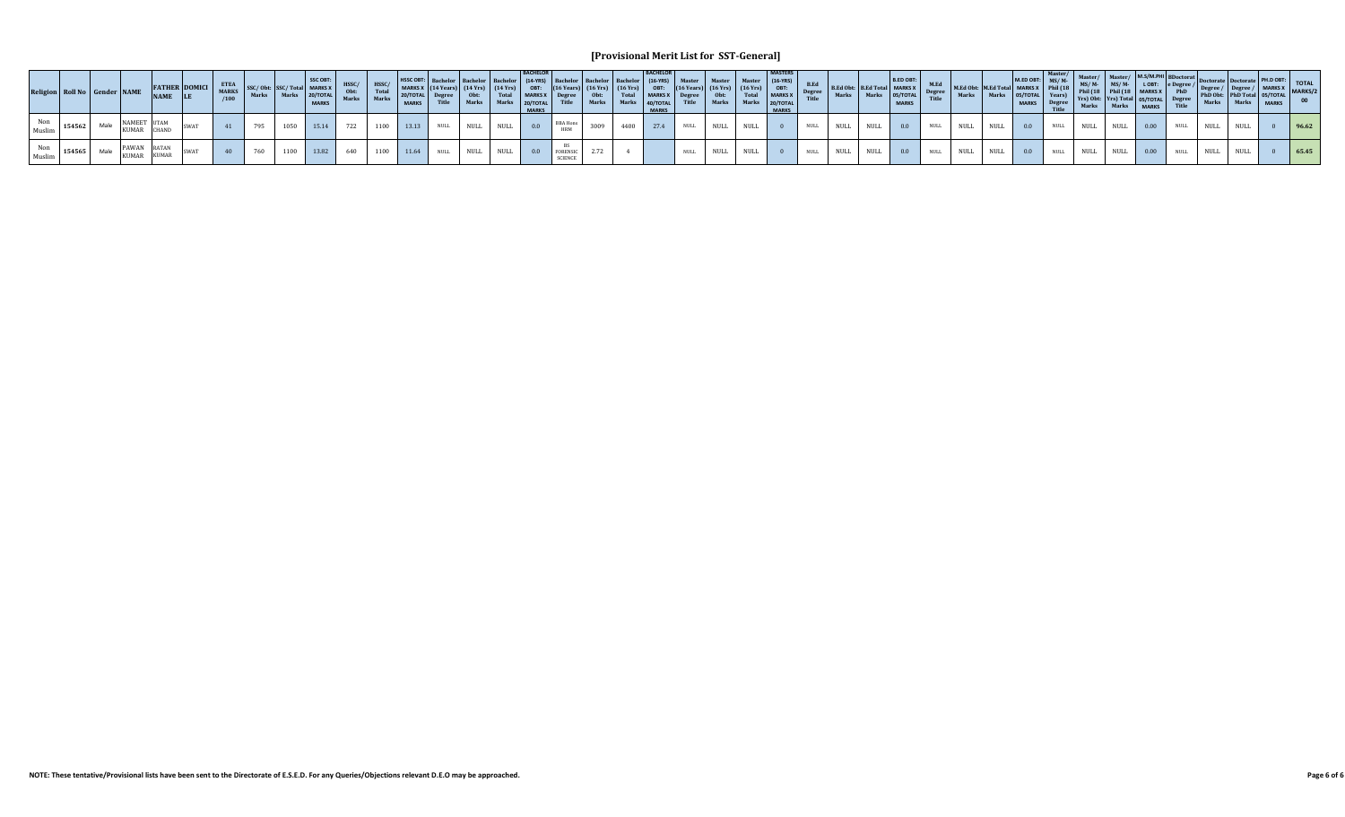# [Provisional Merit List for SST-General]

| Religion | Roll No | Gender | NAME | FATHER NAME | DOMICILE | ETEA MARKS /100 | SSC/ Obt: Marks | SSC/ Total Marks | SSC OBT: MARKS X 20/TOTAL MARKS | HSSC/ Obt: Marks | HSSC/ Total Marks | HSSC OBT: MARKS X 20/TOTAL MARKS | Bachelor (14 Years) Degree Title | Bachelor (14 Yrs) Obt: Marks | Bachelor (14 Yrs) Total Marks | BACHELOR (14-YRS) OBT: MARKS X 20/TOTAL MARKS | Bachelor (16 Years) Degree Title | Bachelor (16 Yrs) Obt: Marks | Bachelor (16 Yrs) Total Marks | BACHELOR (16-YRS) OBT: MARKS X 40/TOTAL MARKS | Master (16 Years) Degree Title | Master (16 Yrs) Obt: Marks | Master (16 Yrs) Total Marks | MASTERS (16-YRS) OBT: MARKS X 20/TOTAL MARKS | B.Ed Degree Title | B.Ed Obt: Marks | B.Ed Total Marks | B.ED OBT: MARKS X 05/TOTAL MARKS | M.Ed Degree Title | M.Ed Obt: Marks | M.Ed Total Marks | M.ED OBT: MARKS X 05/TOTAL MARKS | Master/ MS/ M-Phil (18 Years) Degree Title | Master/ MS/ M-Phil (18 Yrs) Obt: Marks | Master/ MS/ M-Phil (18 Yrs) Total Marks | M.S/M.PHIL OBT: MARKS X 05/TOTAL MARKS | BDoctorate Degree / PhD Degree Title | Doctorate Degree / PhD Obt: Marks | Doctorate Degree / PhD Total Marks | PH.D OBT: MARKS X 05/TOTAL MARKS | TOTAL MARKS/200 |
|---|---|---|---|---|---|---|---|---|---|---|---|---|---|---|---|---|---|---|---|---|---|---|---|---|---|---|---|---|---|---|---|---|---|---|---|---|---|---|---|---|---|
| Non Muslim | 154562 | Male | NAMEET KUMAR | UTAM CHAND | SWAT | 41 | 795 | 1050 | 15.14 | 722 | 1100 | 13.13 | NULL | NULL | NULL | 0.0 | BBA Hons HRM | 3009 | 4400 | 27.4 | NULL | NULL | NULL | 0 | NULL | NULL | NULL | 0.0 | NULL | NULL | NULL | 0.0 | NULL | NULL | NULL | 0.00 | NULL | NULL | NULL | 0 | 96.62 |
| Non Muslim | 154565 | Male | PAWAN KUMAR | RATAN KUMAR | SWAT | 40 | 760 | 1100 | 13.82 | 640 | 1100 | 11.64 | NULL | NULL | NULL | 0.0 | BS FORENSIC SCIENCE | 2.72 | 4 | | NULL | NULL | NULL | 0 | NULL | NULL | NULL | 0.0 | NULL | NULL | NULL | 0.0 | NULL | NULL | NULL | 0.00 | NULL | NULL | NULL | 0 | 65.45 |

**NOTE: These tentative/Provisional lists have been sent to the Directorate of E.S.E.D. For any Queries/Objections relevant D.E.O may be approached.**